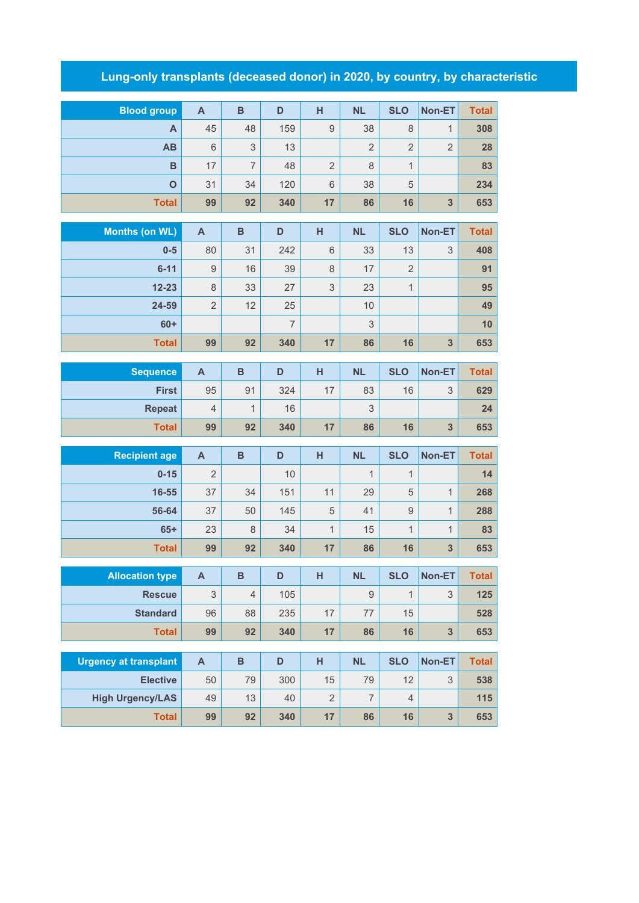# Lung-only transplants (deceased donor) in 2020, by country, by characteristic

| Blood group | A | B | D | H | NL | SLO | Non-ET | Total |
|---|---|---|---|---|---|---|---|---|
| A | 45 | 48 | 159 | 9 | 38 | 8 | 1 | 308 |
| AB | 6 | 3 | 13 | | 2 | 2 | 2 | 28 |
| B | 17 | 7 | 48 | 2 | 8 | 1 | | 83 |
| O | 31 | 34 | 120 | 6 | 38 | 5 | | 234 |
| Total | 99 | 92 | 340 | 17 | 86 | 16 | 3 | 653 |

| Months (on WL) | A | B | D | H | NL | SLO | Non-ET | Total |
|---|---|---|---|---|---|---|---|---|
| 0-5 | 80 | 31 | 242 | 6 | 33 | 13 | 3 | 408 |
| 6-11 | 9 | 16 | 39 | 8 | 17 | 2 | | 91 |
| 12-23 | 8 | 33 | 27 | 3 | 23 | 1 | | 95 |
| 24-59 | 2 | 12 | 25 | | 10 | | | 49 |
| 60+ | | | 7 | | 3 | | | 10 |
| Total | 99 | 92 | 340 | 17 | 86 | 16 | 3 | 653 |

| Sequence | A | B | D | H | NL | SLO | Non-ET | Total |
|---|---|---|---|---|---|---|---|---|
| First | 95 | 91 | 324 | 17 | 83 | 16 | 3 | 629 |
| Repeat | 4 | 1 | 16 | | 3 | | | 24 |
| Total | 99 | 92 | 340 | 17 | 86 | 16 | 3 | 653 |

| Recipient age | A | B | D | H | NL | SLO | Non-ET | Total |
|---|---|---|---|---|---|---|---|---|
| 0-15 | 2 | | 10 | | 1 | 1 | | 14 |
| 16-55 | 37 | 34 | 151 | 11 | 29 | 5 | 1 | 268 |
| 56-64 | 37 | 50 | 145 | 5 | 41 | 9 | 1 | 288 |
| 65+ | 23 | 8 | 34 | 1 | 15 | 1 | 1 | 83 |
| Total | 99 | 92 | 340 | 17 | 86 | 16 | 3 | 653 |

| Allocation type | A | B | D | H | NL | SLO | Non-ET | Total |
|---|---|---|---|---|---|---|---|---|
| Rescue | 3 | 4 | 105 | | 9 | 1 | 3 | 125 |
| Standard | 96 | 88 | 235 | 17 | 77 | 15 | | 528 |
| Total | 99 | 92 | 340 | 17 | 86 | 16 | 3 | 653 |

| Urgency at transplant | A | B | D | H | NL | SLO | Non-ET | Total |
|---|---|---|---|---|---|---|---|---|
| Elective | 50 | 79 | 300 | 15 | 79 | 12 | 3 | 538 |
| High Urgency/LAS | 49 | 13 | 40 | 2 | 7 | 4 | | 115 |
| Total | 99 | 92 | 340 | 17 | 86 | 16 | 3 | 653 |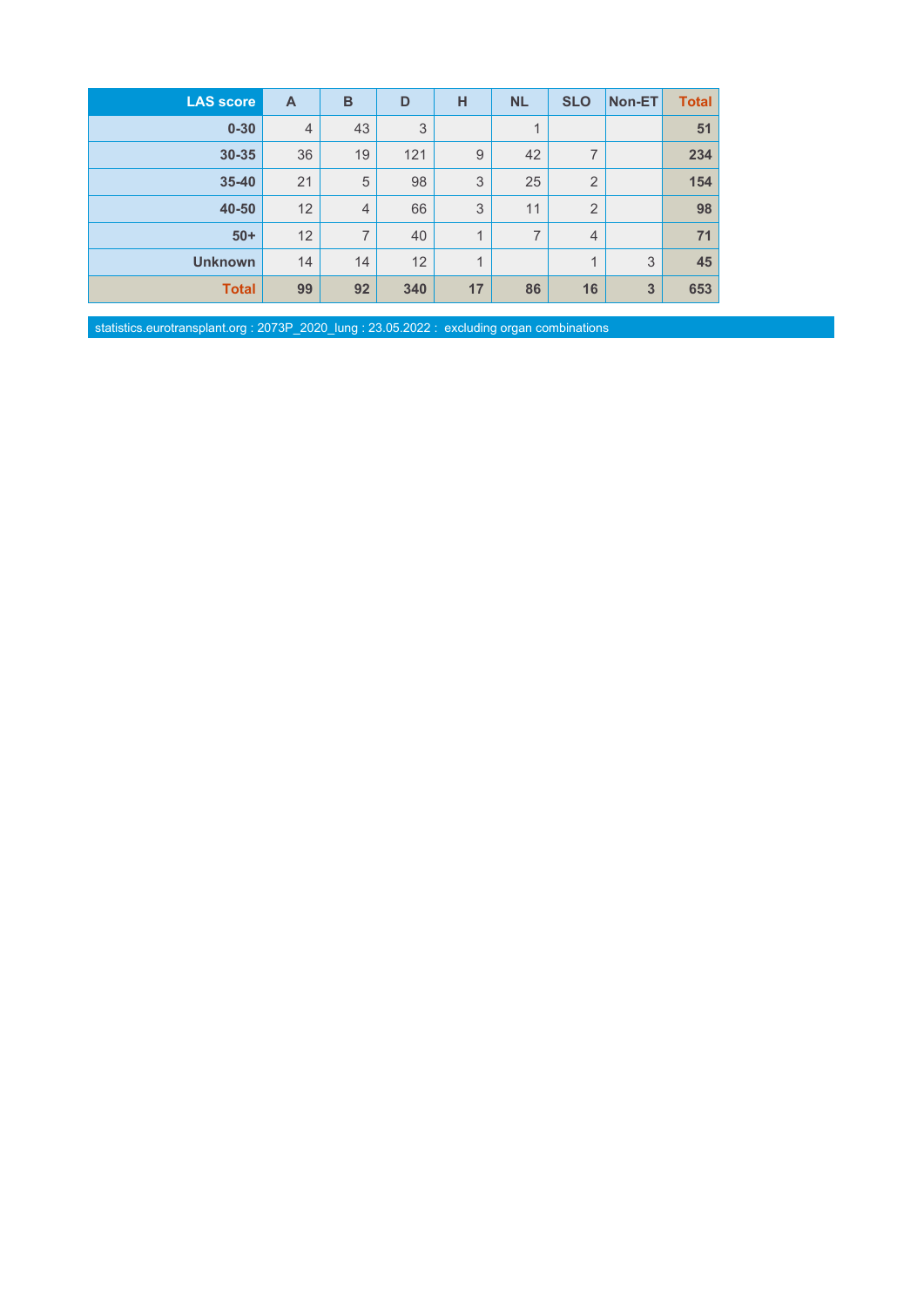| LAS score | A | B | D | H | NL | SLO | Non-ET | Total |
|---|---|---|---|---|---|---|---|---|
| 0-30 | 4 | 43 | 3 | | 1 | | | 51 |
| 30-35 | 36 | 19 | 121 | 9 | 42 | 7 | | 234 |
| 35-40 | 21 | 5 | 98 | 3 | 25 | 2 | | 154 |
| 40-50 | 12 | 4 | 66 | 3 | 11 | 2 | | 98 |
| 50+ | 12 | 7 | 40 | 1 | 7 | 4 | | 71 |
| Unknown | 14 | 14 | 12 | 1 | | 1 | 3 | 45 |
| Total | 99 | 92 | 340 | 17 | 86 | 16 | 3 | 653 |

statistics.eurotransplant.org : 2073P_2020_lung : 23.05.2022 : excluding organ combinations